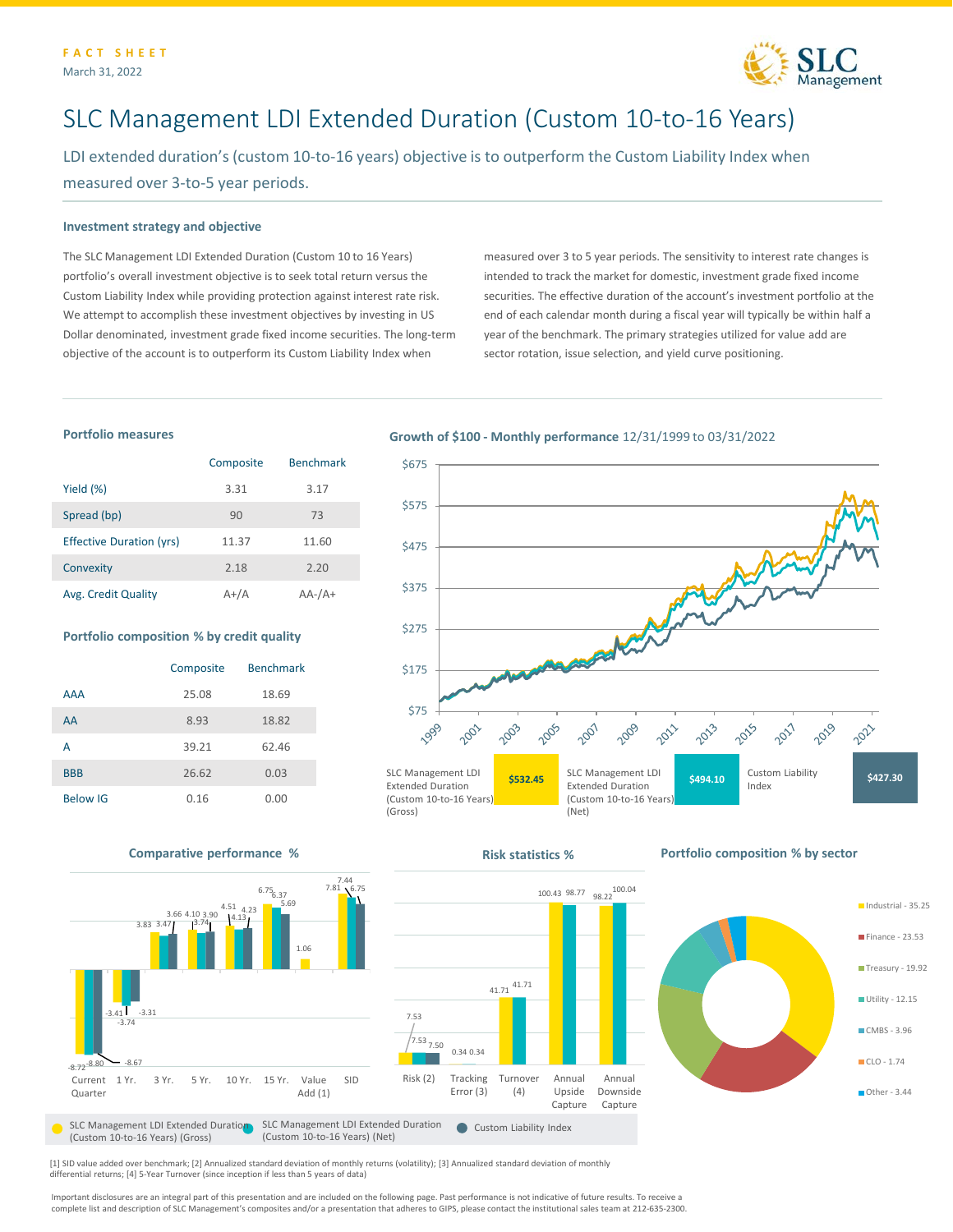FACT SHEET

March 31, 2022

# SLC Management LDI Extended Duration (Custom 10-to-16 Years)

LDI extended duration's (custom 10-to-16 years) objective is to outperform the Custom Liability Index when measured over 3-to-5 year periods.

### Investment strategy and objective

The SLC Management LDI Extended Duration (Custom 10 to 16 Years) portfolio's overall investment objective is to seek total return versus the Custom Liability Index while providing protection against interest rate risk. We attempt to accomplish these investment objectives by investing in US Dollar denominated, investment grade fixed income securities. The long-term objective of the account is to outperform its Custom Liability Index when measured over 3 to 5 year periods. The sensitivity to interest rate changes is intended to track the market for domestic, investment grade fixed income securities. The effective duration of the account's investment portfolio at the end of each calendar month during a fiscal year will typically be within half a year of the benchmark. The primary strategies utilized for value add are sector rotation, issue selection, and yield curve positioning.

### Portfolio measures

| | Composite | Benchmark |
|---|---|---|
| Yield (%) | 3.31 | 3.17 |
| Spread (bp) | 90 | 73 |
| Effective Duration (yrs) | 11.37 | 11.60 |
| Convexity | 2.18 | 2.20 |
| Avg. Credit Quality | A+/A | AA-/A+ |

### Portfolio composition % by credit quality

| | Composite | Benchmark |
|---|---|---|
| AAA | 25.08 | 18.69 |
| AA | 8.93 | 18.82 |
| A | 39.21 | 62.46 |
| BBB | 26.62 | 0.03 |
| Below IG | 0.16 | 0.00 |

### Growth of $100 - Monthly performance 12/31/1999 to 03/31/2022

| SLC Management LDI Extended Duration (Custom 10-to-16 Years) (Gross) | SLC Management LDI Extended Duration (Custom 10-to-16 Years) (Net) | Custom Liability Index |
|---|---|---|
| $532.45 | $494.10 | $427.30 |

### Comparative performance %

| | Current Quarter | 1 Yr. | 3 Yr. | 5 Yr. | 10 Yr. | 15 Yr. | Value Add (1) | SID |
|---|---|---|---|---|---|---|---|---|
| SLC Management LDI Extended Duration (Custom 10-to-16 Years) (Gross) | -8.72 | -3.41 | 3.83 | 4.10 | 4.51 | 6.75 | 1.06 | 7.81 |
| SLC Management LDI Extended Duration (Custom 10-to-16 Years) (Net) | -8.80 | -3.74 | 3.47 | 3.74 | 4.13 | 6.37 | | 7.44 |
| Custom Liability Index | -8.67 | -3.31 | 3.66 | 3.90 | 4.23 | 5.69 | | 6.75 |

### Risk statistics %

| | Risk (2) | Tracking Error (3) | Turnover (4) | Annual Upside Capture | Annual Downside Capture |
|---|---|---|---|---|---|
| SLC Management LDI Extended Duration (Custom 10-to-16 Years) (Gross) | 7.53 | 0.34 | 41.71 | 100.43 | 98.22 |
| SLC Management LDI Extended Duration (Custom 10-to-16 Years) (Net) | 7.53 | 0.34 | 41.71 | 98.77 | 100.04 |
| Custom Liability Index | 7.50 | | | | |

### Portfolio composition % by sector

| Sector | % |
|---|---|
| Industrial | 35.25 |
| Finance | 23.53 |
| Treasury | 19.92 |
| Utility | 12.15 |
| CMBS | 3.96 |
| CLO | 1.74 |
| Other | 3.44 |

[1] SID value added over benchmark; [2] Annualized standard deviation of monthly returns (volatility); [3] Annualized standard deviation of monthly differential returns; [4] 5-Year Turnover (since inception if less than 5 years of data)

Important disclosures are an integral part of this presentation and are included on the following page. Past performance is not indicative of future results. To receive a complete list and description of SLC Management's composites and/or a presentation that adheres to GIPS, please contact the institutional sales team at 212-635-2300.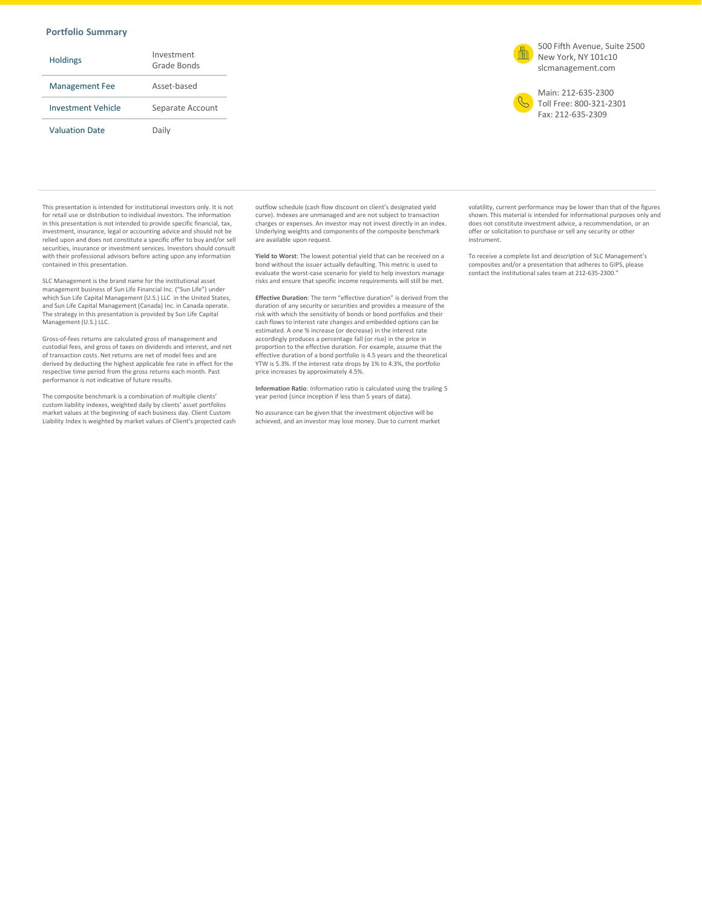## Portfolio Summary

| | |
|---|---|
| Holdings | Investment Grade Bonds |
| Management Fee | Asset-based |
| Investment Vehicle | Separate Account |
| Valuation Date | Daily |

500 Fifth Avenue, Suite 2500
New York, NY 101c10
slcmanagement.com

Main: 212-635-2300
Toll Free: 800-321-2301
Fax: 212-635-2309

This presentation is intended for institutional investors only. It is not for retail use or distribution to individual investors. The information in this presentation is not intended to provide specific financial, tax, investment, insurance, legal or accounting advice and should not be relied upon and does not constitute a specific offer to buy and/or sell securities, insurance or investment services. Investors should consult with their professional advisors before acting upon any information contained in this presentation.

SLC Management is the brand name for the institutional asset management business of Sun Life Financial Inc. ("Sun Life") under which Sun Life Capital Management (U.S.) LLC in the United States, and Sun Life Capital Management (Canada) Inc. in Canada operate. The strategy in this presentation is provided by Sun Life Capital Management (U.S.) LLC.

Gross-of-fees returns are calculated gross of management and custodial fees, and gross of taxes on dividends and interest, and net of transaction costs. Net returns are net of model fees and are derived by deducting the highest applicable fee rate in effect for the respective time period from the gross returns each month. Past performance is not indicative of future results.

The composite benchmark is a combination of multiple clients' custom liability indexes, weighted daily by clients' asset portfolios market values at the beginning of each business day. Client Custom Liability Index is weighted by market values of Client's projected cash outflow schedule (cash flow discount on client's designated yield curve). Indexes are unmanaged and are not subject to transaction charges or expenses. An investor may not invest directly in an index. Underlying weights and components of the composite benchmark are available upon request.

**Yield to Worst**: The lowest potential yield that can be received on a bond without the issuer actually defaulting. This metric is used to evaluate the worst-case scenario for yield to help investors manage risks and ensure that specific income requirements will still be met.

**Effective Duration**: The term "effective duration" is derived from the duration of any security or securities and provides a measure of the risk with which the sensitivity of bonds or bond portfolios and their cash flows to interest rate changes and embedded options can be estimated. A one % increase (or decrease) in the interest rate accordingly produces a percentage fall (or rise) in the price in proportion to the effective duration. For example, assume that the effective duration of a bond portfolio is 4.5 years and the theoretical YTW is 5.3%. If the interest rate drops by 1% to 4.3%, the portfolio price increases by approximately 4.5%.

**Information Ratio**: Information ratio is calculated using the trailing 5 year period (since inception if less than 5 years of data).

No assurance can be given that the investment objective will be achieved, and an investor may lose money. Due to current market volatility, current performance may be lower than that of the figures shown. This material is intended for informational purposes only and does not constitute investment advice, a recommendation, or an offer or solicitation to purchase or sell any security or other instrument.

To receive a complete list and description of SLC Management's composites and/or a presentation that adheres to GIPS, please contact the institutional sales team at 212-635-2300."